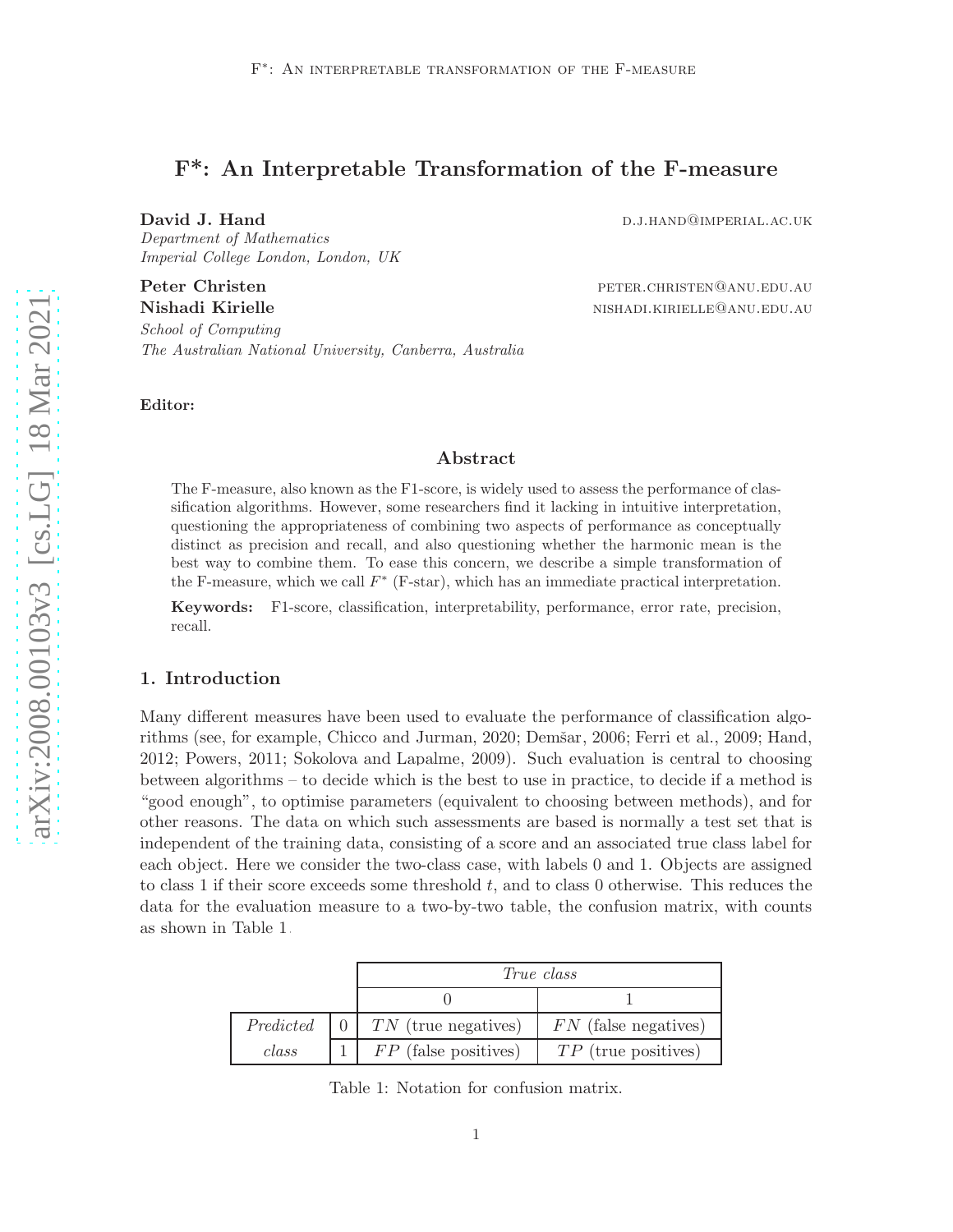# F*: An Interpretable Transformation of the F-measure

**David J. Hand** d.j.hand@imperial.ac.uk
*Department of Mathematics*
*Imperial College London, London, UK*

**Peter Christen** peter.christen@anu.edu.au
**Nishadi Kirielle** nishadi.kirielle@anu.edu.au
*School of Computing*
*The Australian National University, Canberra, Australia*

**Editor:**

## Abstract

The F-measure, also known as the F1-score, is widely used to assess the performance of classification algorithms. However, some researchers find it lacking in intuitive interpretation, questioning the appropriateness of combining two aspects of performance as conceptually distinct as precision and recall, and also questioning whether the harmonic mean is the best way to combine them. To ease this concern, we describe a simple transformation of the F-measure, which we call $F^*$ (F-star), which has an immediate practical interpretation.

**Keywords:** F1-score, classification, interpretability, performance, error rate, precision, recall.

## 1. Introduction

Many different measures have been used to evaluate the performance of classification algorithms (see, for example, Chicco and Jurman, 2020; Demšar, 2006; Ferri et al., 2009; Hand, 2012; Powers, 2011; Sokolova and Lapalme, 2009). Such evaluation is central to choosing between algorithms – to decide which is the best to use in practice, to decide if a method is "good enough", to optimise parameters (equivalent to choosing between methods), and for other reasons. The data on which such assessments are based is normally a test set that is independent of the training data, consisting of a score and an associated true class label for each object. Here we consider the two-class case, with labels 0 and 1. Objects are assigned to class 1 if their score exceeds some threshold $t$, and to class 0 otherwise. This reduces the data for the evaluation measure to a two-by-two table, the confusion matrix, with counts as shown in Table 1.

| | | *True class* | |
|---|---|---|---|
| | | 0 | 1 |
| *Predicted class* | 0 | $TN$ (true negatives) | $FN$ (false negatives) |
| | 1 | $FP$ (false positives) | $TP$ (true positives) |

Table 1: Notation for confusion matrix.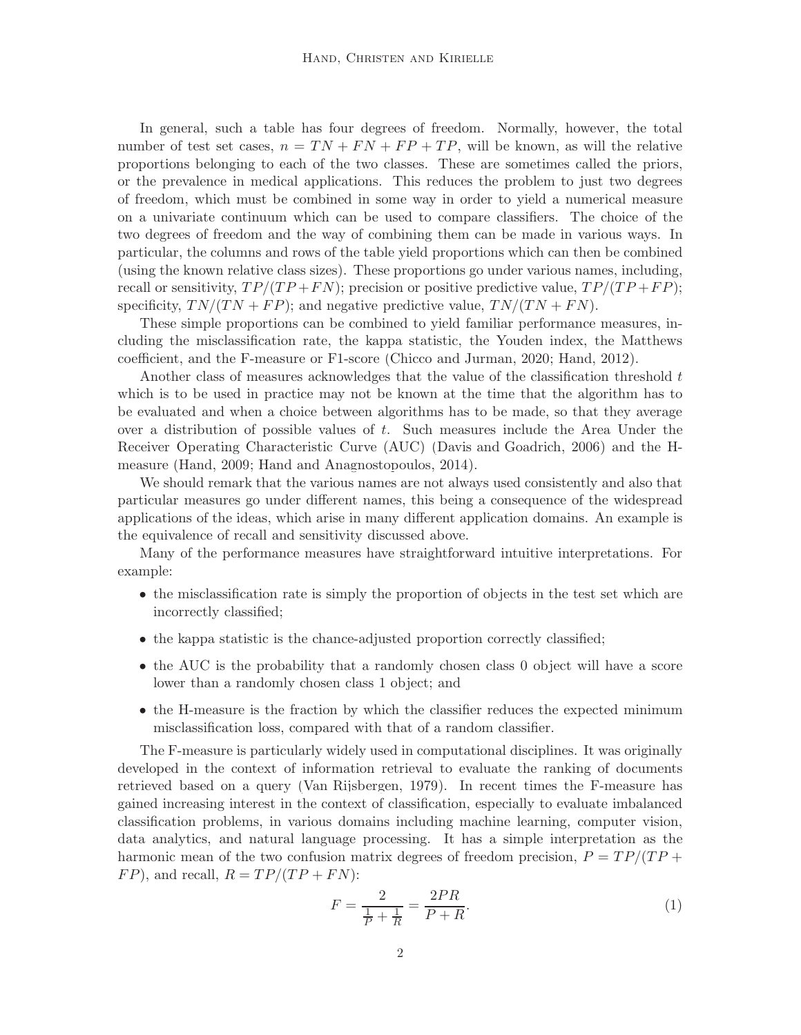In general, such a table has four degrees of freedom. Normally, however, the total number of test set cases, $n = TN + FN + FP + TP$, will be known, as will the relative proportions belonging to each of the two classes. These are sometimes called the priors, or the prevalence in medical applications. This reduces the problem to just two degrees of freedom, which must be combined in some way in order to yield a numerical measure on a univariate continuum which can be used to compare classifiers. The choice of the two degrees of freedom and the way of combining them can be made in various ways. In particular, the columns and rows of the table yield proportions which can then be combined (using the known relative class sizes). These proportions go under various names, including, recall or sensitivity, $TP/(TP+FN)$; precision or positive predictive value, $TP/(TP+FP)$; specificity, $TN/(TN+FP)$; and negative predictive value, $TN/(TN+FN)$.

These simple proportions can be combined to yield familiar performance measures, including the misclassification rate, the kappa statistic, the Youden index, the Matthews coefficient, and the F-measure or F1-score (Chicco and Jurman, 2020; Hand, 2012).

Another class of measures acknowledges that the value of the classification threshold $t$ which is to be used in practice may not be known at the time that the algorithm has to be evaluated and when a choice between algorithms has to be made, so that they average over a distribution of possible values of $t$. Such measures include the Area Under the Receiver Operating Characteristic Curve (AUC) (Davis and Goadrich, 2006) and the H-measure (Hand, 2009; Hand and Anagnostopoulos, 2014).

We should remark that the various names are not always used consistently and also that particular measures go under different names, this being a consequence of the widespread applications of the ideas, which arise in many different application domains. An example is the equivalence of recall and sensitivity discussed above.

Many of the performance measures have straightforward intuitive interpretations. For example:

- the misclassification rate is simply the proportion of objects in the test set which are incorrectly classified;
- the kappa statistic is the chance-adjusted proportion correctly classified;
- the AUC is the probability that a randomly chosen class 0 object will have a score lower than a randomly chosen class 1 object; and
- the H-measure is the fraction by which the classifier reduces the expected minimum misclassification loss, compared with that of a random classifier.

The F-measure is particularly widely used in computational disciplines. It was originally developed in the context of information retrieval to evaluate the ranking of documents retrieved based on a query (Van Rijsbergen, 1979). In recent times the F-measure has gained increasing interest in the context of classification, especially to evaluate imbalanced classification problems, in various domains including machine learning, computer vision, data analytics, and natural language processing. It has a simple interpretation as the harmonic mean of the two confusion matrix degrees of freedom precision, $P = TP/(TP + FP)$, and recall, $R = TP/(TP + FN)$:

$$F = \frac{2}{\frac{1}{P} + \frac{1}{R}} = \frac{2PR}{P + R}. \tag{1}$$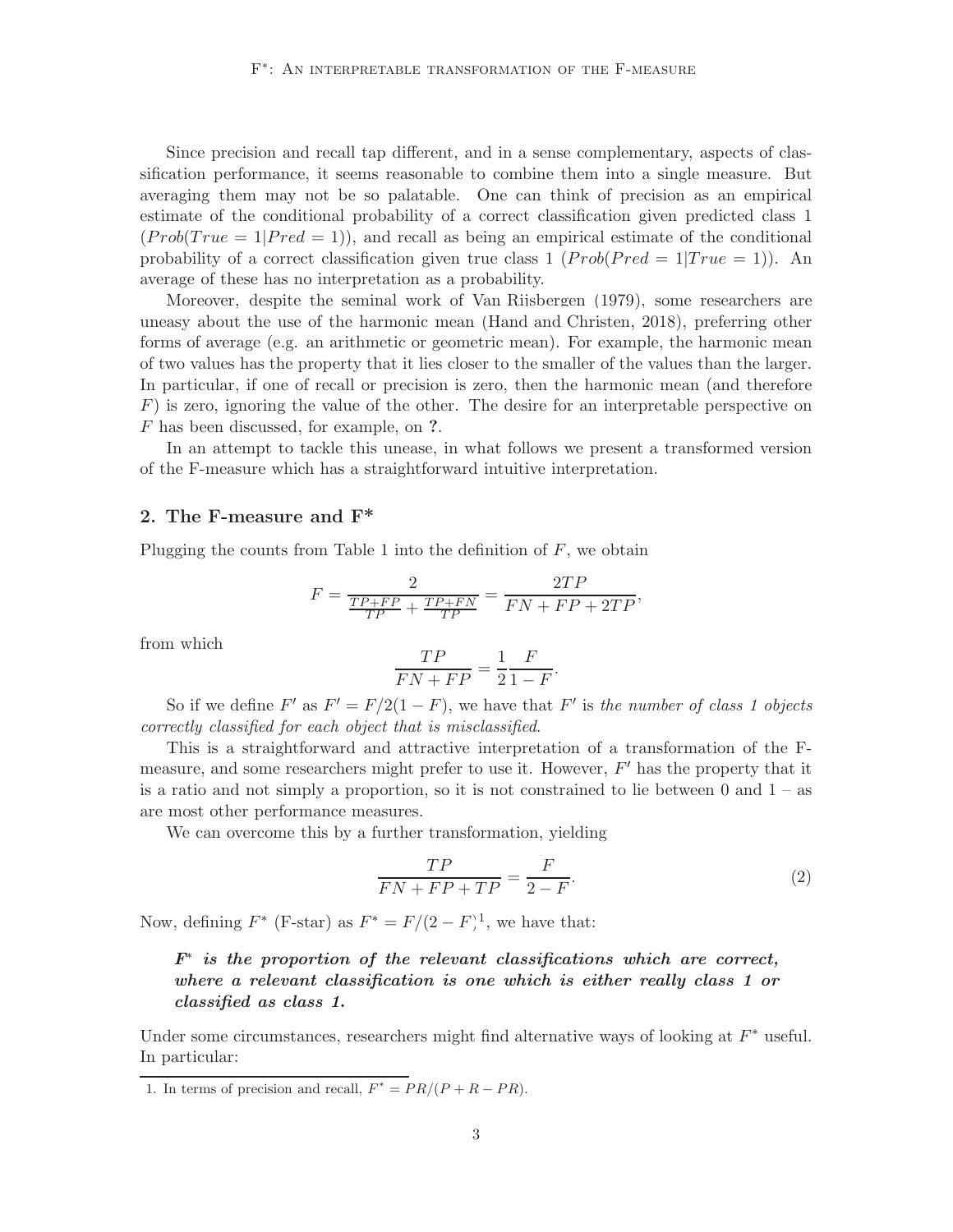Since precision and recall tap different, and in a sense complementary, aspects of classification performance, it seems reasonable to combine them into a single measure. But averaging them may not be so palatable. One can think of precision as an empirical estimate of the conditional probability of a correct classification given predicted class 1 ($Prob(True = 1|Pred = 1)$), and recall as being an empirical estimate of the conditional probability of a correct classification given true class 1 ($Prob(Pred = 1|True = 1)$). An average of these has no interpretation as a probability.

Moreover, despite the seminal work of Van Rijsbergen (1979), some researchers are uneasy about the use of the harmonic mean (Hand and Christen, 2018), preferring other forms of average (e.g. an arithmetic or geometric mean). For example, the harmonic mean of two values has the property that it lies closer to the smaller of the values than the larger. In particular, if one of recall or precision is zero, then the harmonic mean (and therefore $F$) is zero, ignoring the value of the other. The desire for an interpretable perspective on $F$ has been discussed, for example, on **?**.

In an attempt to tackle this unease, in what follows we present a transformed version of the F-measure which has a straightforward intuitive interpretation.

## 2. The F-measure and F*

Plugging the counts from Table 1 into the definition of $F$, we obtain

$$F = \frac{2}{\frac{TP+FP}{TP} + \frac{TP+FN}{TP}} = \frac{2TP}{FN + FP + 2TP},$$

from which

$$\frac{TP}{FN + FP} = \frac{1}{2}\frac{F}{1 - F}.$$

So if we define $F'$ as $F' = F/2(1-F)$, we have that $F'$ is *the number of class 1 objects correctly classified for each object that is misclassified*.

This is a straightforward and attractive interpretation of a transformation of the F-measure, and some researchers might prefer to use it. However, $F'$ has the property that it is a ratio and not simply a proportion, so it is not constrained to lie between 0 and 1 – as are most other performance measures.

We can overcome this by a further transformation, yielding

$$\frac{TP}{FN + FP + TP} = \frac{F}{2 - F}. \tag{2}$$

Now, defining $F^*$ (F-star) as $F^* = F/(2-F)$[1], we have that:

> ***$F^*$ is the proportion of the relevant classifications which are correct, where a relevant classification is one which is either really class 1 or classified as class 1.***

Under some circumstances, researchers might find alternative ways of looking at $F^*$ useful. In particular:

1. In terms of precision and recall, $F^* = PR/(P + R - PR)$.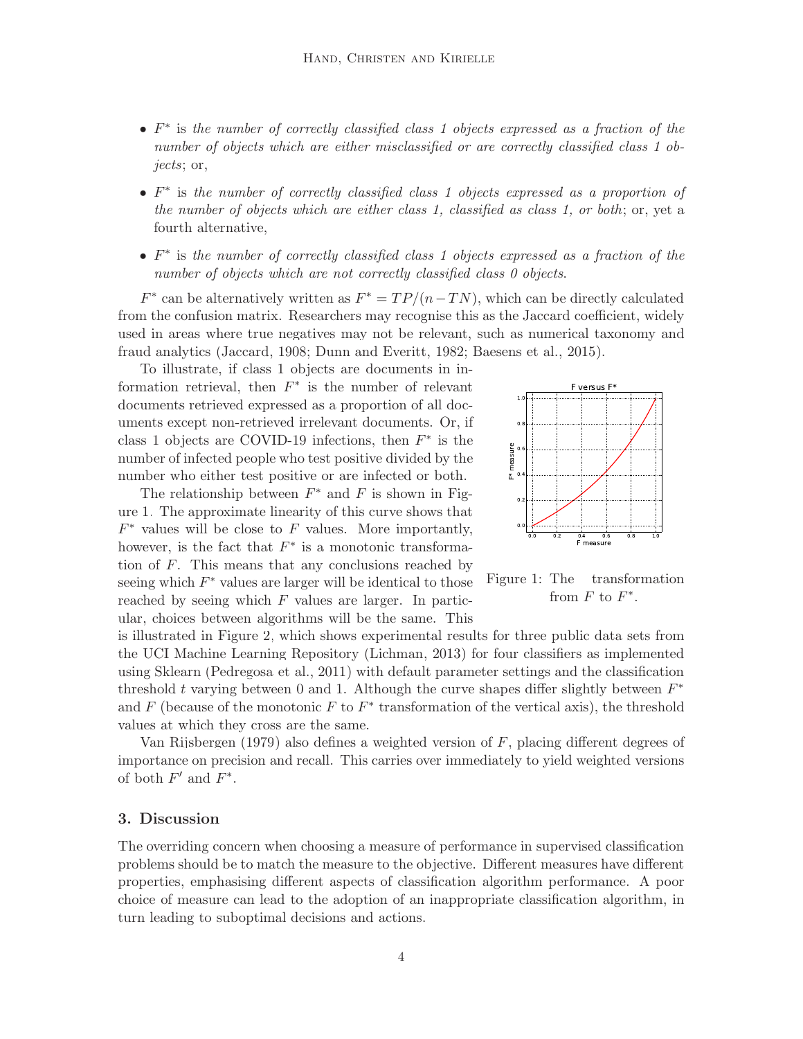- $F^*$ is *the number of correctly classified class 1 objects expressed as a fraction of the number of objects which are either misclassified or are correctly classified class 1 objects*; or,
- $F^*$ is *the number of correctly classified class 1 objects expressed as a proportion of the number of objects which are either class 1, classified as class 1, or both*; or, yet a fourth alternative,
- $F^*$ is *the number of correctly classified class 1 objects expressed as a fraction of the number of objects which are not correctly classified class 0 objects*.

$F^*$ can be alternatively written as $F^* = TP/(n - TN)$, which can be directly calculated from the confusion matrix. Researchers may recognise this as the Jaccard coefficient, widely used in areas where true negatives may not be relevant, such as numerical taxonomy and fraud analytics (Jaccard, 1908; Dunn and Everitt, 1982; Baesens et al., 2015).

To illustrate, if class 1 objects are documents in information retrieval, then $F^*$ is the number of relevant documents retrieved expressed as a proportion of all documents except non-retrieved irrelevant documents. Or, if class 1 objects are COVID-19 infections, then $F^*$ is the number of infected people who test positive divided by the number who either test positive or are infected or both.

F versus F*

F* measure

1.0
0.8
0.6
0.4
0.2
0.0

0.0 0.2 0.4 0.6 0.8 1.0

F measure

Figure 1: The transformation from $F$ to $F^*$.

The relationship between $F^*$ and $F$ is shown in Figure 1. The approximate linearity of this curve shows that $F^*$ values will be close to $F$ values. More importantly, however, is the fact that $F^*$ is a monotonic transformation of $F$. This means that any conclusions reached by seeing which $F^*$ values are larger will be identical to those reached by seeing which $F$ values are larger. In particular, choices between algorithms will be the same. This is illustrated in Figure 2, which shows experimental results for three public data sets from the UCI Machine Learning Repository (Lichman, 2013) for four classifiers as implemented using Sklearn (Pedregosa et al., 2011) with default parameter settings and the classification threshold $t$ varying between 0 and 1. Although the curve shapes differ slightly between $F^*$ and $F$ (because of the monotonic $F$ to $F^*$ transformation of the vertical axis), the threshold values at which they cross are the same.

Van Rijsbergen (1979) also defines a weighted version of $F$, placing different degrees of importance on precision and recall. This carries over immediately to yield weighted versions of both $F'$ and $F^*$.

## 3. Discussion

The overriding concern when choosing a measure of performance in supervised classification problems should be to match the measure to the objective. Different measures have different properties, emphasising different aspects of classification algorithm performance. A poor choice of measure can lead to the adoption of an inappropriate classification algorithm, in turn leading to suboptimal decisions and actions.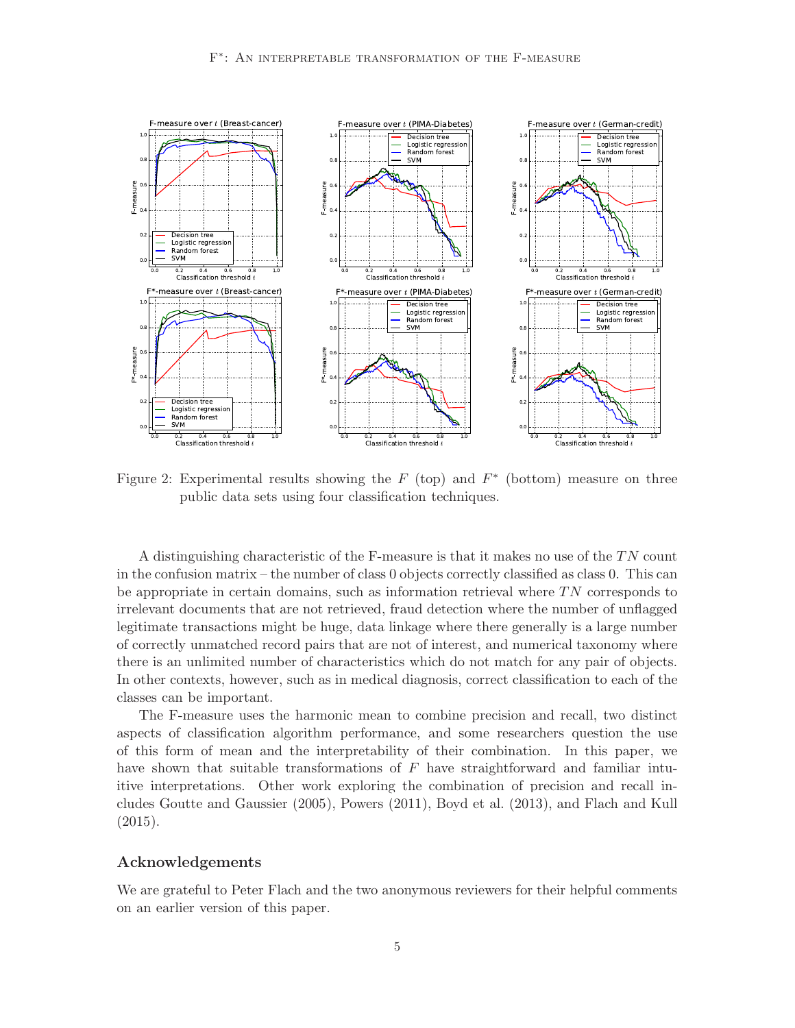F-measure over $t$ (Breast-cancer)

F-measure

Classification threshold $t$

Decision tree
Logistic regression
Random forest
SVM

F-measure over $t$ (PIMA-Diabetes)

F-measure over $t$ (German-credit)

F*-measure over $t$ (Breast-cancer)

F*-measure

F*-measure over $t$ (PIMA-Diabetes)

F*-measure over $t$ (German-credit)

Figure 2: Experimental results showing the $F$ (top) and $F^*$ (bottom) measure on three public data sets using four classification techniques.

A distinguishing characteristic of the F-measure is that it makes no use of the $TN$ count in the confusion matrix – the number of class 0 objects correctly classified as class 0. This can be appropriate in certain domains, such as information retrieval where $TN$ corresponds to irrelevant documents that are not retrieved, fraud detection where the number of unflagged legitimate transactions might be huge, data linkage where there generally is a large number of correctly unmatched record pairs that are not of interest, and numerical taxonomy where there is an unlimited number of characteristics which do not match for any pair of objects. In other contexts, however, such as in medical diagnosis, correct classification to each of the classes can be important.

The F-measure uses the harmonic mean to combine precision and recall, two distinct aspects of classification algorithm performance, and some researchers question the use of this form of mean and the interpretability of their combination. In this paper, we have shown that suitable transformations of $F$ have straightforward and familiar intuitive interpretations. Other work exploring the combination of precision and recall includes Goutte and Gaussier (2005), Powers (2011), Boyd et al. (2013), and Flach and Kull (2015).

## Acknowledgements

We are grateful to Peter Flach and the two anonymous reviewers for their helpful comments on an earlier version of this paper.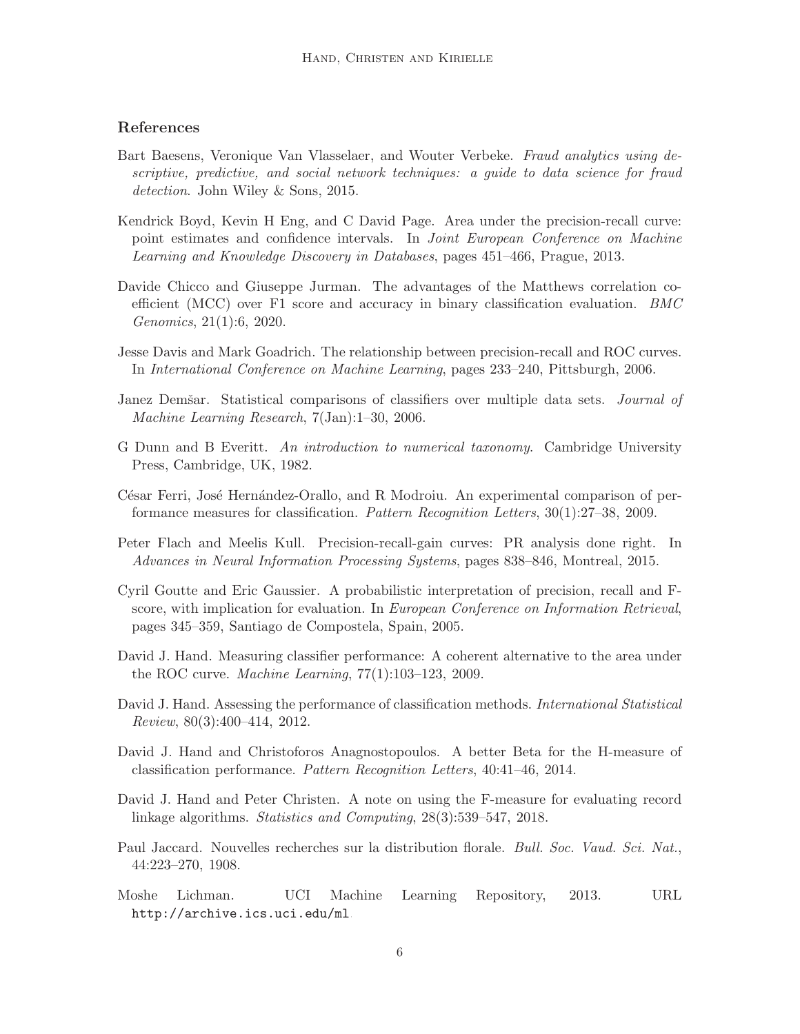## References

Bart Baesens, Veronique Van Vlasselaer, and Wouter Verbeke. *Fraud analytics using descriptive, predictive, and social network techniques: a guide to data science for fraud detection*. John Wiley & Sons, 2015.

Kendrick Boyd, Kevin H Eng, and C David Page. Area under the precision-recall curve: point estimates and confidence intervals. In *Joint European Conference on Machine Learning and Knowledge Discovery in Databases*, pages 451–466, Prague, 2013.

Davide Chicco and Giuseppe Jurman. The advantages of the Matthews correlation coefficient (MCC) over F1 score and accuracy in binary classification evaluation. *BMC Genomics*, 21(1):6, 2020.

Jesse Davis and Mark Goadrich. The relationship between precision-recall and ROC curves. In *International Conference on Machine Learning*, pages 233–240, Pittsburgh, 2006.

Janez Demšar. Statistical comparisons of classifiers over multiple data sets. *Journal of Machine Learning Research*, 7(Jan):1–30, 2006.

G Dunn and B Everitt. *An introduction to numerical taxonomy*. Cambridge University Press, Cambridge, UK, 1982.

César Ferri, José Hernández-Orallo, and R Modroiu. An experimental comparison of performance measures for classification. *Pattern Recognition Letters*, 30(1):27–38, 2009.

Peter Flach and Meelis Kull. Precision-recall-gain curves: PR analysis done right. In *Advances in Neural Information Processing Systems*, pages 838–846, Montreal, 2015.

Cyril Goutte and Eric Gaussier. A probabilistic interpretation of precision, recall and F-score, with implication for evaluation. In *European Conference on Information Retrieval*, pages 345–359, Santiago de Compostela, Spain, 2005.

David J. Hand. Measuring classifier performance: A coherent alternative to the area under the ROC curve. *Machine Learning*, 77(1):103–123, 2009.

David J. Hand. Assessing the performance of classification methods. *International Statistical Review*, 80(3):400–414, 2012.

David J. Hand and Christoforos Anagnostopoulos. A better Beta for the H-measure of classification performance. *Pattern Recognition Letters*, 40:41–46, 2014.

David J. Hand and Peter Christen. A note on using the F-measure for evaluating record linkage algorithms. *Statistics and Computing*, 28(3):539–547, 2018.

Paul Jaccard. Nouvelles recherches sur la distribution florale. *Bull. Soc. Vaud. Sci. Nat.*, 44:223–270, 1908.

Moshe Lichman. UCI Machine Learning Repository, 2013. URL `http://archive.ics.uci.edu/ml`.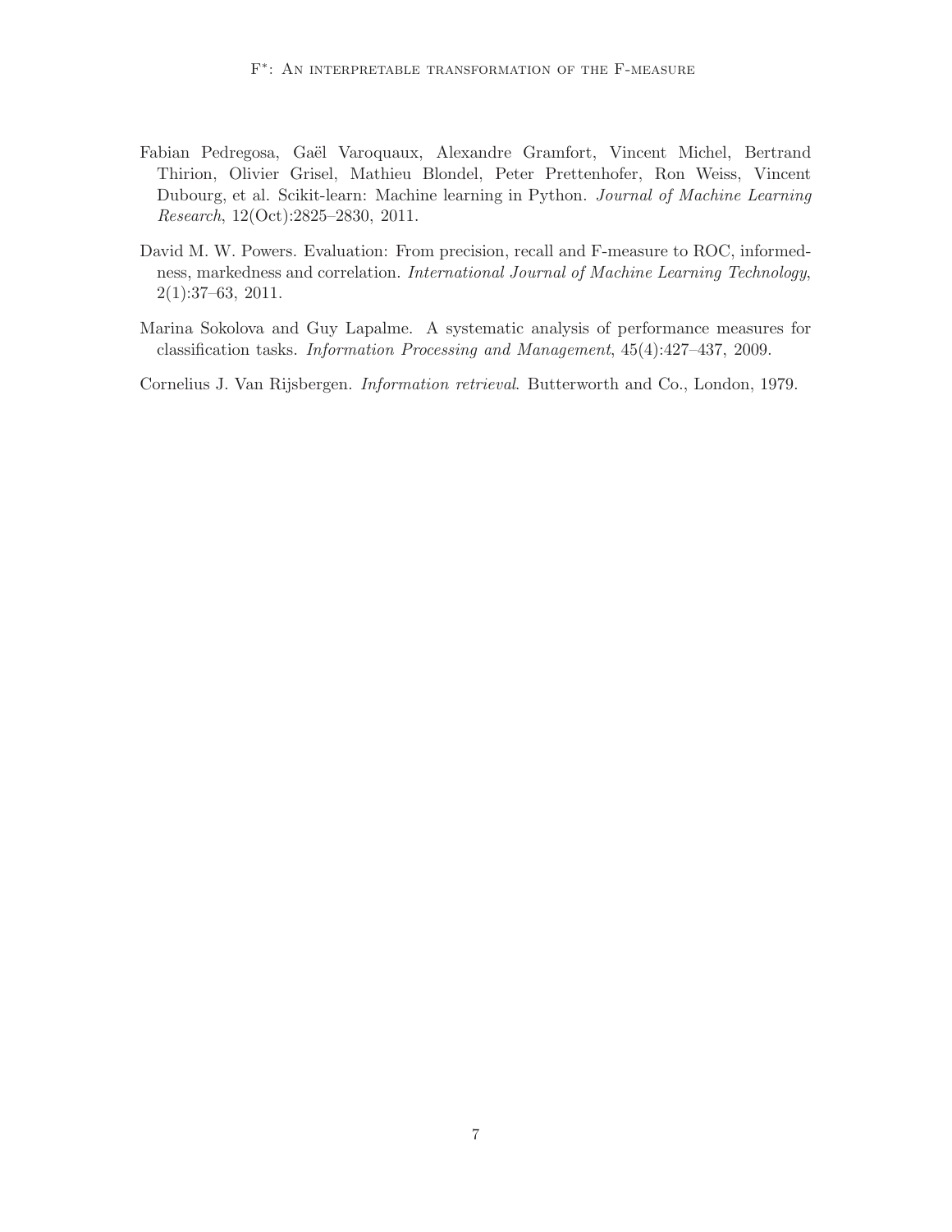Fabian Pedregosa, Gaël Varoquaux, Alexandre Gramfort, Vincent Michel, Bertrand Thirion, Olivier Grisel, Mathieu Blondel, Peter Prettenhofer, Ron Weiss, Vincent Dubourg, et al. Scikit-learn: Machine learning in Python. *Journal of Machine Learning Research*, 12(Oct):2825–2830, 2011.

David M. W. Powers. Evaluation: From precision, recall and F-measure to ROC, informedness, markedness and correlation. *International Journal of Machine Learning Technology*, 2(1):37–63, 2011.

Marina Sokolova and Guy Lapalme. A systematic analysis of performance measures for classification tasks. *Information Processing and Management*, 45(4):427–437, 2009.

Cornelius J. Van Rijsbergen. *Information retrieval*. Butterworth and Co., London, 1979.